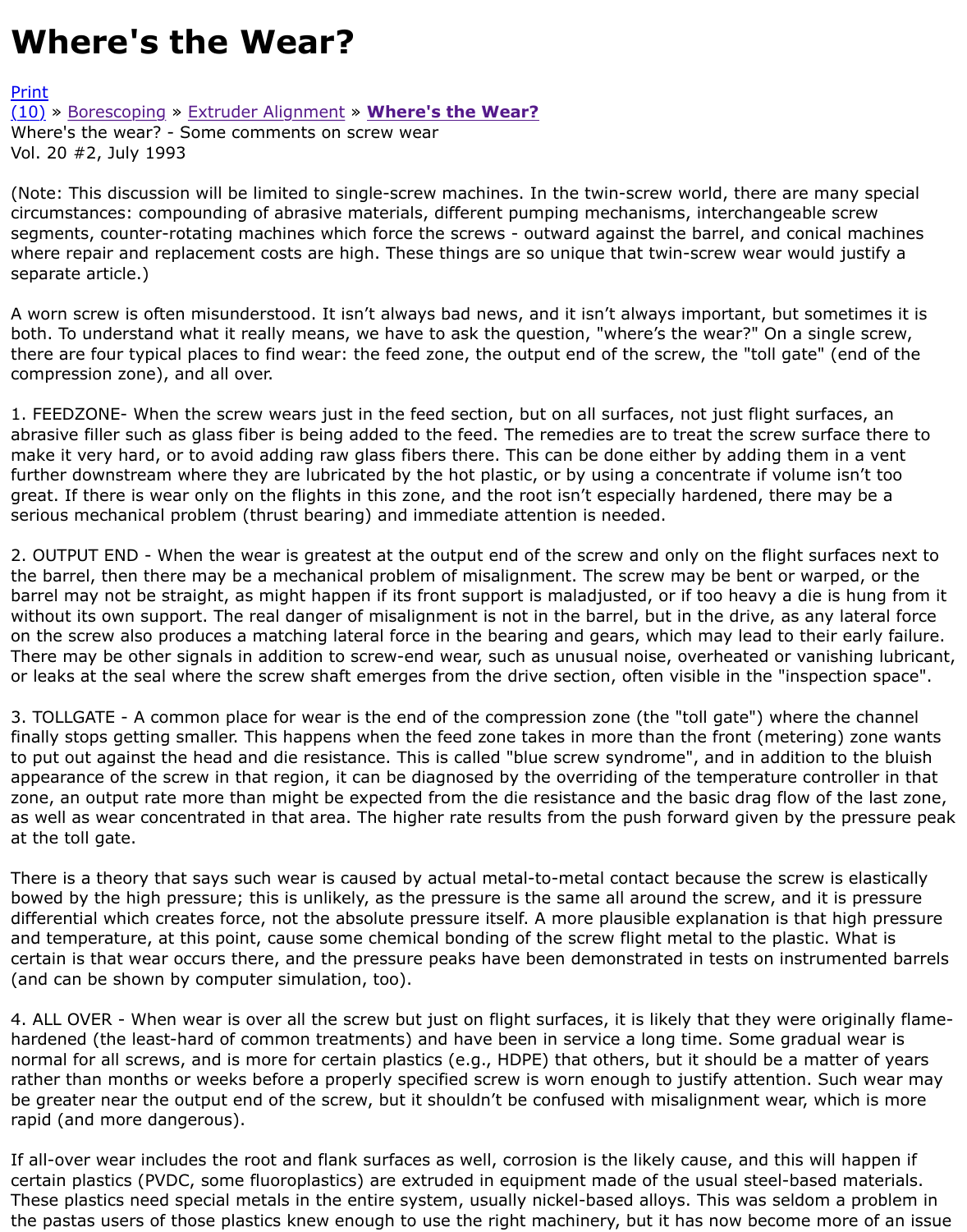# Where's the Wear?

Print
(10) » Borescoping » Extruder Alignment » **Where's the Wear?**
Where's the wear? - Some comments on screw wear
Vol. 20 #2, July 1993

(Note: This discussion will be limited to single-screw machines. In the twin-screw world, there are many special circumstances: compounding of abrasive materials, different pumping mechanisms, interchangeable screw segments, counter-rotating machines which force the screws - outward against the barrel, and conical machines where repair and replacement costs are high. These things are so unique that twin-screw wear would justify a separate article.)

A worn screw is often misunderstood. It isn't always bad news, and it isn't always important, but sometimes it is both. To understand what it really means, we have to ask the question, "where's the wear?" On a single screw, there are four typical places to find wear: the feed zone, the output end of the screw, the "toll gate" (end of the compression zone), and all over.

1. FEEDZONE- When the screw wears just in the feed section, but on all surfaces, not just flight surfaces, an abrasive filler such as glass fiber is being added to the feed. The remedies are to treat the screw surface there to make it very hard, or to avoid adding raw glass fibers there. This can be done either by adding them in a vent further downstream where they are lubricated by the hot plastic, or by using a concentrate if volume isn't too great. If there is wear only on the flights in this zone, and the root isn't especially hardened, there may be a serious mechanical problem (thrust bearing) and immediate attention is needed.

2. OUTPUT END - When the wear is greatest at the output end of the screw and only on the flight surfaces next to the barrel, then there may be a mechanical problem of misalignment. The screw may be bent or warped, or the barrel may not be straight, as might happen if its front support is maladjusted, or if too heavy a die is hung from it without its own support. The real danger of misalignment is not in the barrel, but in the drive, as any lateral force on the screw also produces a matching lateral force in the bearing and gears, which may lead to their early failure. There may be other signals in addition to screw-end wear, such as unusual noise, overheated or vanishing lubricant, or leaks at the seal where the screw shaft emerges from the drive section, often visible in the "inspection space".

3. TOLLGATE - A common place for wear is the end of the compression zone (the "toll gate") where the channel finally stops getting smaller. This happens when the feed zone takes in more than the front (metering) zone wants to put out against the head and die resistance. This is called "blue screw syndrome", and in addition to the bluish appearance of the screw in that region, it can be diagnosed by the overriding of the temperature controller in that zone, an output rate more than might be expected from the die resistance and the basic drag flow of the last zone, as well as wear concentrated in that area. The higher rate results from the push forward given by the pressure peak at the toll gate.

There is a theory that says such wear is caused by actual metal-to-metal contact because the screw is elastically bowed by the high pressure; this is unlikely, as the pressure is the same all around the screw, and it is pressure differential which creates force, not the absolute pressure itself. A more plausible explanation is that high pressure and temperature, at this point, cause some chemical bonding of the screw flight metal to the plastic. What is certain is that wear occurs there, and the pressure peaks have been demonstrated in tests on instrumented barrels (and can be shown by computer simulation, too).

4. ALL OVER - When wear is over all the screw but just on flight surfaces, it is likely that they were originally flame-hardened (the least-hard of common treatments) and have been in service a long time. Some gradual wear is normal for all screws, and is more for certain plastics (e.g., HDPE) that others, but it should be a matter of years rather than months or weeks before a properly specified screw is worn enough to justify attention. Such wear may be greater near the output end of the screw, but it shouldn't be confused with misalignment wear, which is more rapid (and more dangerous).

If all-over wear includes the root and flank surfaces as well, corrosion is the likely cause, and this will happen if certain plastics (PVDC, some fluoroplastics) are extruded in equipment made of the usual steel-based materials. These plastics need special metals in the entire system, usually nickel-based alloys. This was seldom a problem in the pastas users of those plastics knew enough to use the right machinery, but it has now become more of an issue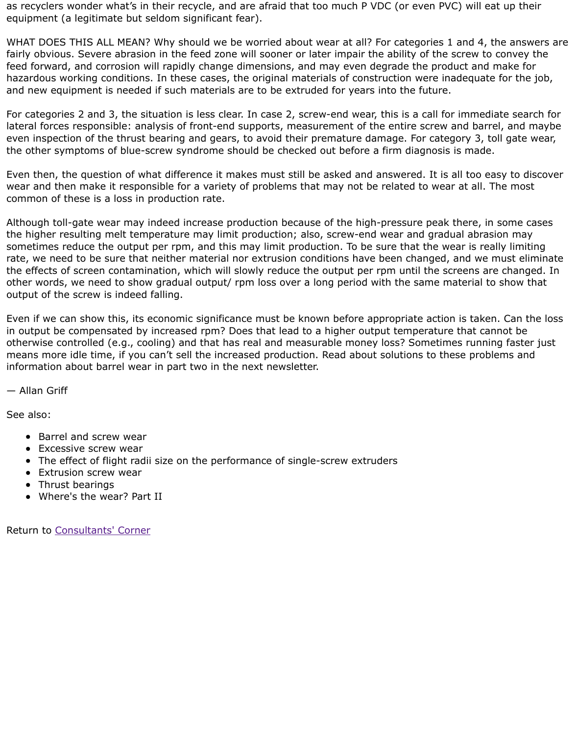as recyclers wonder what's in their recycle, and are afraid that too much P VDC (or even PVC) will eat up their equipment (a legitimate but seldom significant fear).

WHAT DOES THIS ALL MEAN? Why should we be worried about wear at all? For categories 1 and 4, the answers are fairly obvious. Severe abrasion in the feed zone will sooner or later impair the ability of the screw to convey the feed forward, and corrosion will rapidly change dimensions, and may even degrade the product and make for hazardous working conditions. In these cases, the original materials of construction were inadequate for the job, and new equipment is needed if such materials are to be extruded for years into the future.

For categories 2 and 3, the situation is less clear. In case 2, screw-end wear, this is a call for immediate search for lateral forces responsible: analysis of front-end supports, measurement of the entire screw and barrel, and maybe even inspection of the thrust bearing and gears, to avoid their premature damage. For category 3, toll gate wear, the other symptoms of blue-screw syndrome should be checked out before a firm diagnosis is made.

Even then, the question of what difference it makes must still be asked and answered. It is all too easy to discover wear and then make it responsible for a variety of problems that may not be related to wear at all. The most common of these is a loss in production rate.

Although toll-gate wear may indeed increase production because of the high-pressure peak there, in some cases the higher resulting melt temperature may limit production; also, screw-end wear and gradual abrasion may sometimes reduce the output per rpm, and this may limit production. To be sure that the wear is really limiting rate, we need to be sure that neither material nor extrusion conditions have been changed, and we must eliminate the effects of screen contamination, which will slowly reduce the output per rpm until the screens are changed. In other words, we need to show gradual output/ rpm loss over a long period with the same material to show that output of the screw is indeed falling.

Even if we can show this, its economic significance must be known before appropriate action is taken. Can the loss in output be compensated by increased rpm? Does that lead to a higher output temperature that cannot be otherwise controlled (e.g., cooling) and that has real and measurable money loss? Sometimes running faster just means more idle time, if you can't sell the increased production. Read about solutions to these problems and information about barrel wear in part two in the next newsletter.

— Allan Griff

See also:

- Barrel and screw wear
- Excessive screw wear
- The effect of flight radii size on the performance of single-screw extruders
- Extrusion screw wear
- Thrust bearings
- Where's the wear? Part II

Return to Consultants' Corner